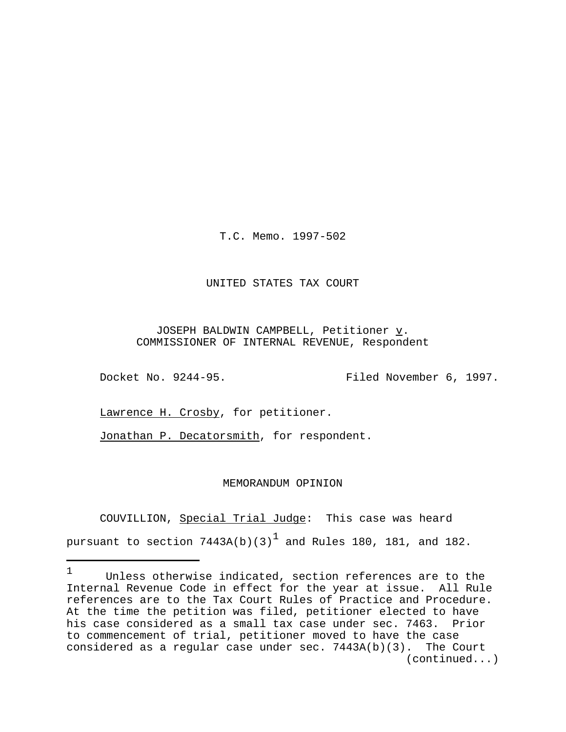T.C. Memo. 1997-502

UNITED STATES TAX COURT

JOSEPH BALDWIN CAMPBELL, Petitioner *v*.
COMMISSIONER OF INTERNAL REVENUE, Respondent

Docket No. 9244-95. Filed November 6, 1997.

Lawrence H. Crosby, for petitioner.

Jonathan P. Decatorsmith, for respondent.

MEMORANDUM OPINION

COUVILLION, *Special Trial Judge*: This case was heard pursuant to section 7443A(b)(3)[1] and Rules 180, 181, and 182.

---

[1] Unless otherwise indicated, section references are to the Internal Revenue Code in effect for the year at issue. All Rule references are to the Tax Court Rules of Practice and Procedure. At the time the petition was filed, petitioner elected to have his case considered as a small tax case under sec. 7463. Prior to commencement of trial, petitioner moved to have the case considered as a regular case under sec. 7443A(b)(3). The Court (continued...)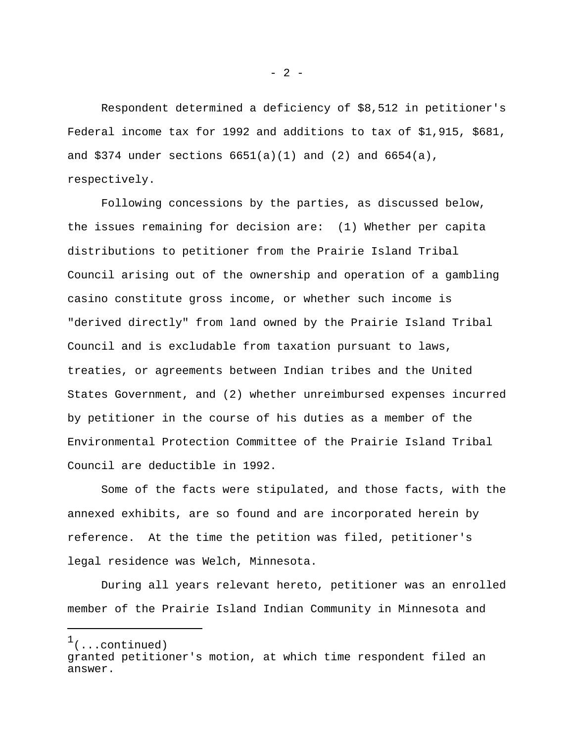Respondent determined a deficiency of $8,512 in petitioner's Federal income tax for 1992 and additions to tax of $1,915, $681, and $374 under sections 6651(a)(1) and (2) and 6654(a), respectively.

Following concessions by the parties, as discussed below, the issues remaining for decision are: (1) Whether per capita distributions to petitioner from the Prairie Island Tribal Council arising out of the ownership and operation of a gambling casino constitute gross income, or whether such income is "derived directly" from land owned by the Prairie Island Tribal Council and is excludable from taxation pursuant to laws, treaties, or agreements between Indian tribes and the United States Government, and (2) whether unreimbursed expenses incurred by petitioner in the course of his duties as a member of the Environmental Protection Committee of the Prairie Island Tribal Council are deductible in 1992.

Some of the facts were stipulated, and those facts, with the annexed exhibits, are so found and are incorporated herein by reference. At the time the petition was filed, petitioner's legal residence was Welch, Minnesota.

During all years relevant hereto, petitioner was an enrolled member of the Prairie Island Indian Community in Minnesota and

---

[1](...continued)
granted petitioner's motion, at which time respondent filed an answer.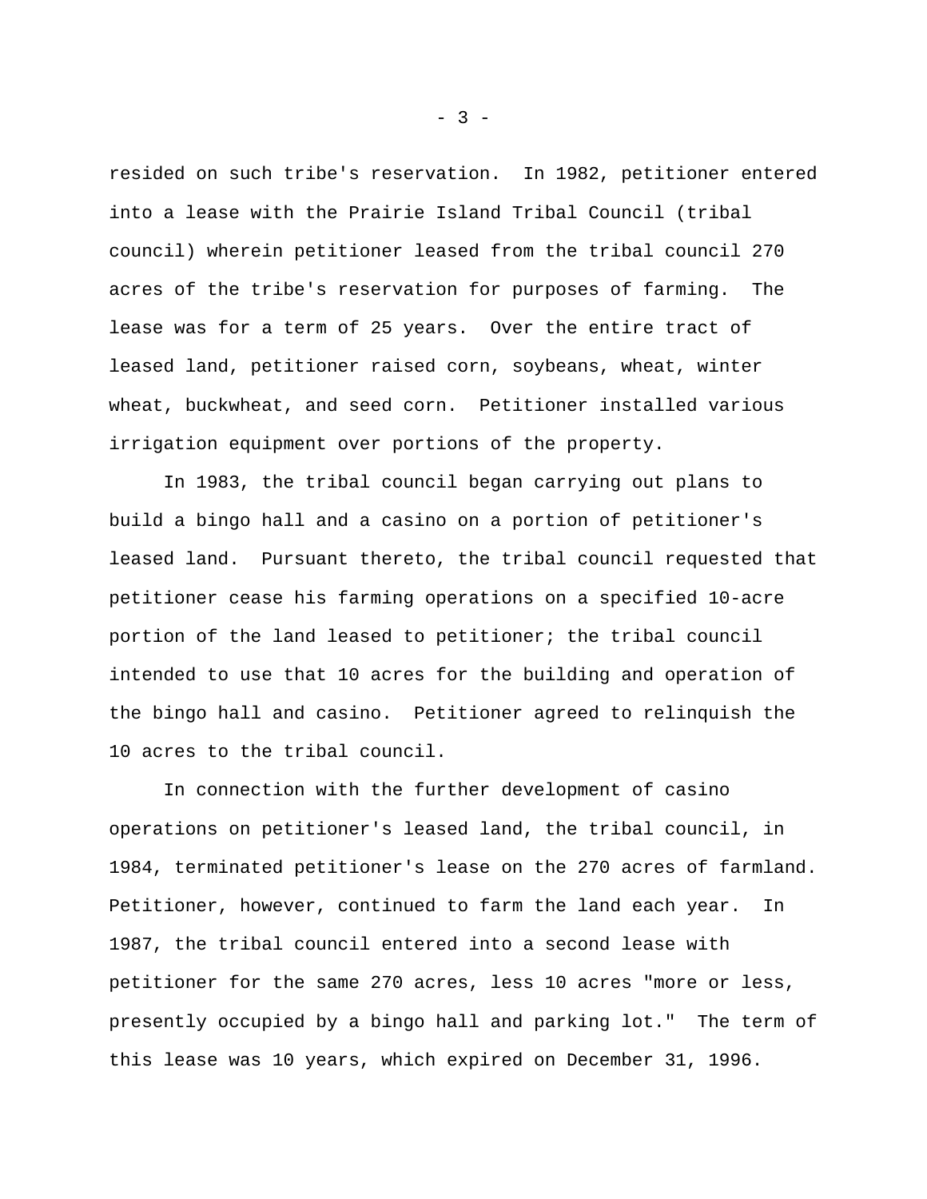resided on such tribe's reservation. In 1982, petitioner entered into a lease with the Prairie Island Tribal Council (tribal council) wherein petitioner leased from the tribal council 270 acres of the tribe's reservation for purposes of farming. The lease was for a term of 25 years. Over the entire tract of leased land, petitioner raised corn, soybeans, wheat, winter wheat, buckwheat, and seed corn. Petitioner installed various irrigation equipment over portions of the property.

In 1983, the tribal council began carrying out plans to build a bingo hall and a casino on a portion of petitioner's leased land. Pursuant thereto, the tribal council requested that petitioner cease his farming operations on a specified 10-acre portion of the land leased to petitioner; the tribal council intended to use that 10 acres for the building and operation of the bingo hall and casino. Petitioner agreed to relinquish the 10 acres to the tribal council.

In connection with the further development of casino operations on petitioner's leased land, the tribal council, in 1984, terminated petitioner's lease on the 270 acres of farmland. Petitioner, however, continued to farm the land each year. In 1987, the tribal council entered into a second lease with petitioner for the same 270 acres, less 10 acres "more or less, presently occupied by a bingo hall and parking lot." The term of this lease was 10 years, which expired on December 31, 1996.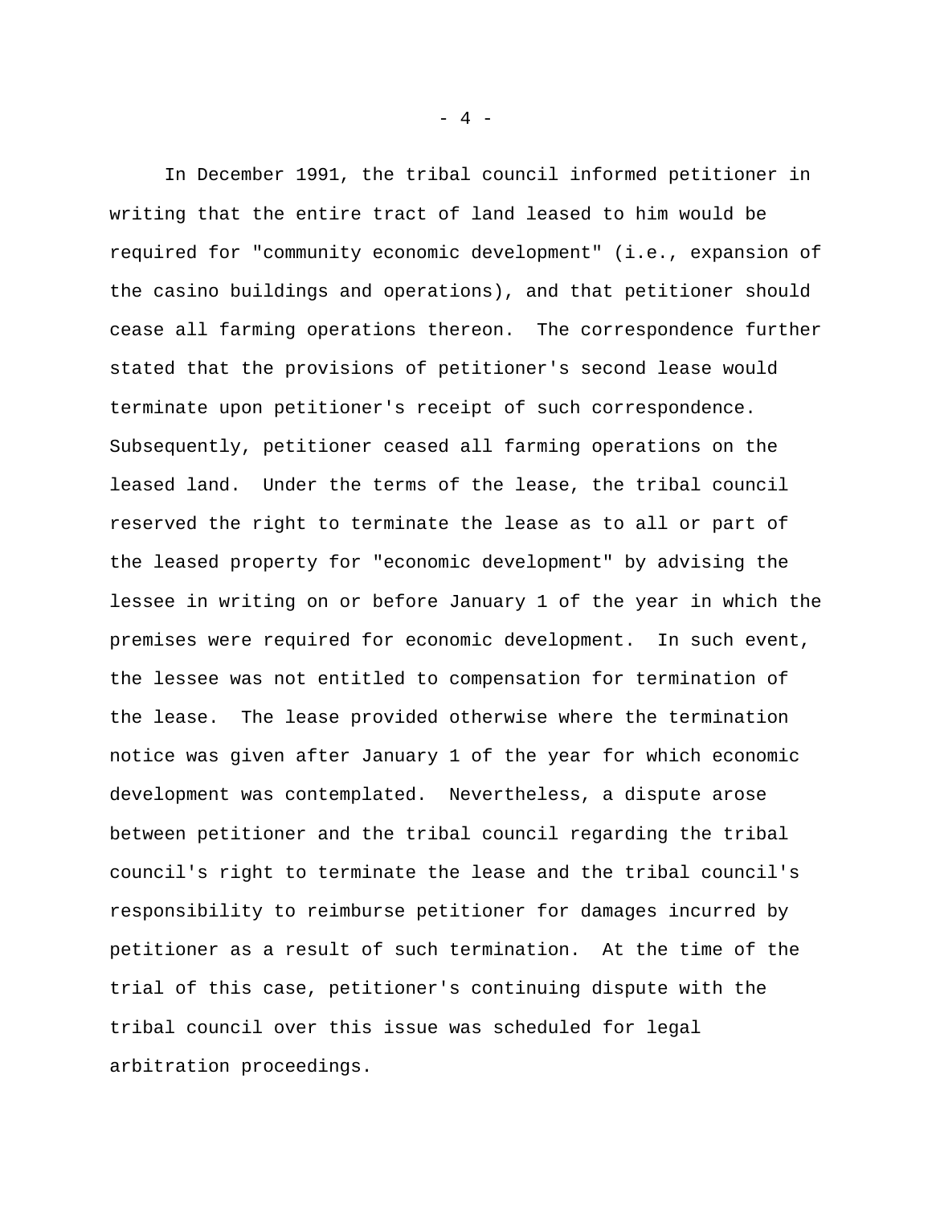In December 1991, the tribal council informed petitioner in writing that the entire tract of land leased to him would be required for "community economic development" (i.e., expansion of the casino buildings and operations), and that petitioner should cease all farming operations thereon. The correspondence further stated that the provisions of petitioner's second lease would terminate upon petitioner's receipt of such correspondence. Subsequently, petitioner ceased all farming operations on the leased land. Under the terms of the lease, the tribal council reserved the right to terminate the lease as to all or part of the leased property for "economic development" by advising the lessee in writing on or before January 1 of the year in which the premises were required for economic development. In such event, the lessee was not entitled to compensation for termination of the lease. The lease provided otherwise where the termination notice was given after January 1 of the year for which economic development was contemplated. Nevertheless, a dispute arose between petitioner and the tribal council regarding the tribal council's right to terminate the lease and the tribal council's responsibility to reimburse petitioner for damages incurred by petitioner as a result of such termination. At the time of the trial of this case, petitioner's continuing dispute with the tribal council over this issue was scheduled for legal arbitration proceedings.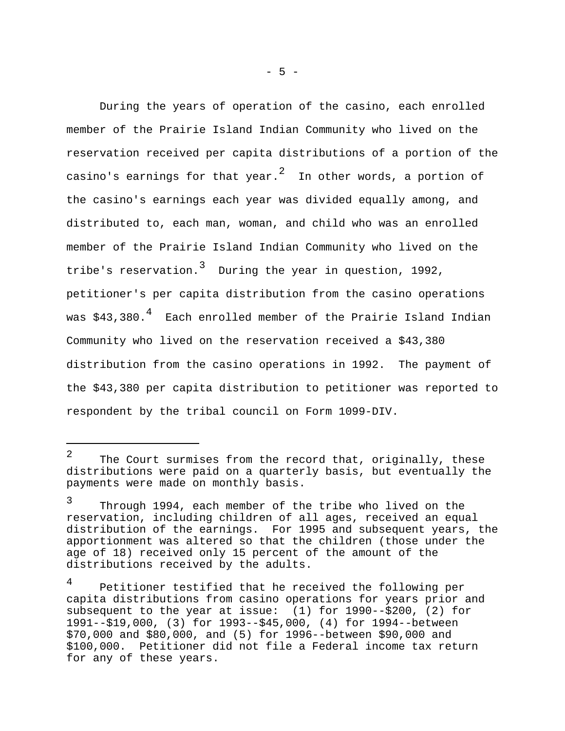During the years of operation of the casino, each enrolled member of the Prairie Island Indian Community who lived on the reservation received per capita distributions of a portion of the casino's earnings for that year.[2] In other words, a portion of the casino's earnings each year was divided equally among, and distributed to, each man, woman, and child who was an enrolled member of the Prairie Island Indian Community who lived on the tribe's reservation.[3] During the year in question, 1992, petitioner's per capita distribution from the casino operations was $43,380.[4] Each enrolled member of the Prairie Island Indian Community who lived on the reservation received a $43,380 distribution from the casino operations in 1992. The payment of the $43,380 per capita distribution to petitioner was reported to respondent by the tribal council on Form 1099-DIV.

---

[2] The Court surmises from the record that, originally, these distributions were paid on a quarterly basis, but eventually the payments were made on monthly basis.

[3] Through 1994, each member of the tribe who lived on the reservation, including children of all ages, received an equal distribution of the earnings. For 1995 and subsequent years, the apportionment was altered so that the children (those under the age of 18) received only 15 percent of the amount of the distributions received by the adults.

[4] Petitioner testified that he received the following per capita distributions from casino operations for years prior and subsequent to the year at issue: (1) for 1990--$200, (2) for 1991--$19,000, (3) for 1993--$45,000, (4) for 1994--between $70,000 and $80,000, and (5) for 1996--between $90,000 and $100,000. Petitioner did not file a Federal income tax return for any of these years.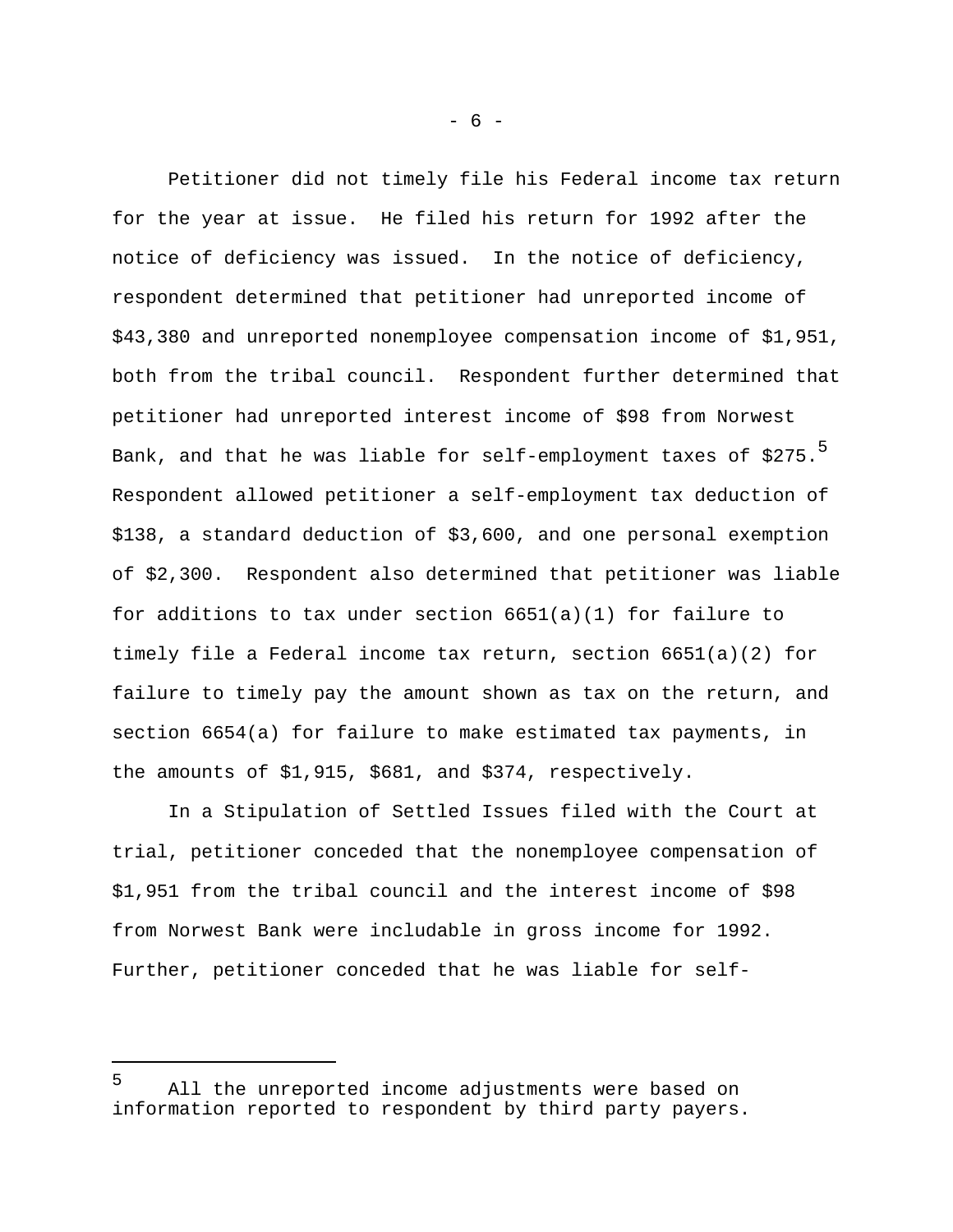Petitioner did not timely file his Federal income tax return for the year at issue. He filed his return for 1992 after the notice of deficiency was issued. In the notice of deficiency, respondent determined that petitioner had unreported income of $43,380 and unreported nonemployee compensation income of $1,951, both from the tribal council. Respondent further determined that petitioner had unreported interest income of $98 from Norwest Bank, and that he was liable for self-employment taxes of $275.[5] Respondent allowed petitioner a self-employment tax deduction of $138, a standard deduction of $3,600, and one personal exemption of $2,300. Respondent also determined that petitioner was liable for additions to tax under section 6651(a)(1) for failure to timely file a Federal income tax return, section 6651(a)(2) for failure to timely pay the amount shown as tax on the return, and section 6654(a) for failure to make estimated tax payments, in the amounts of $1,915, $681, and $374, respectively.

In a Stipulation of Settled Issues filed with the Court at trial, petitioner conceded that the nonemployee compensation of $1,951 from the tribal council and the interest income of $98 from Norwest Bank were includable in gross income for 1992. Further, petitioner conceded that he was liable for self-

---

[5] All the unreported income adjustments were based on information reported to respondent by third party payers.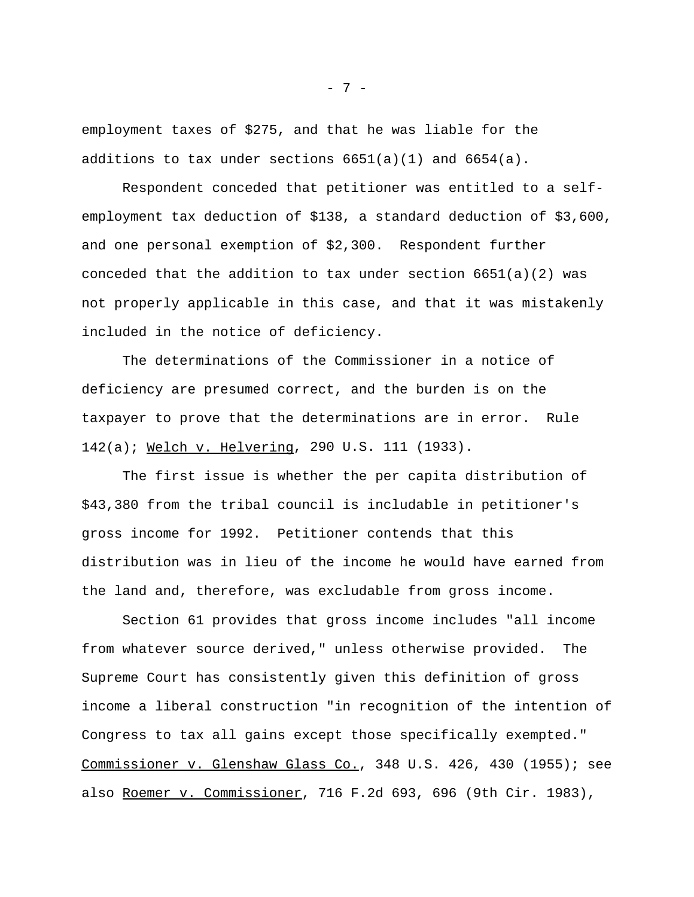employment taxes of $275, and that he was liable for the additions to tax under sections 6651(a)(1) and 6654(a).

Respondent conceded that petitioner was entitled to a self-employment tax deduction of $138, a standard deduction of $3,600, and one personal exemption of $2,300. Respondent further conceded that the addition to tax under section 6651(a)(2) was not properly applicable in this case, and that it was mistakenly included in the notice of deficiency.

The determinations of the Commissioner in a notice of deficiency are presumed correct, and the burden is on the taxpayer to prove that the determinations are in error. Rule 142(a); Welch v. Helvering, 290 U.S. 111 (1933).

The first issue is whether the per capita distribution of $43,380 from the tribal council is includable in petitioner's gross income for 1992. Petitioner contends that this distribution was in lieu of the income he would have earned from the land and, therefore, was excludable from gross income.

Section 61 provides that gross income includes "all income from whatever source derived," unless otherwise provided. The Supreme Court has consistently given this definition of gross income a liberal construction "in recognition of the intention of Congress to tax all gains except those specifically exempted." Commissioner v. Glenshaw Glass Co., 348 U.S. 426, 430 (1955); see also Roemer v. Commissioner, 716 F.2d 693, 696 (9th Cir. 1983),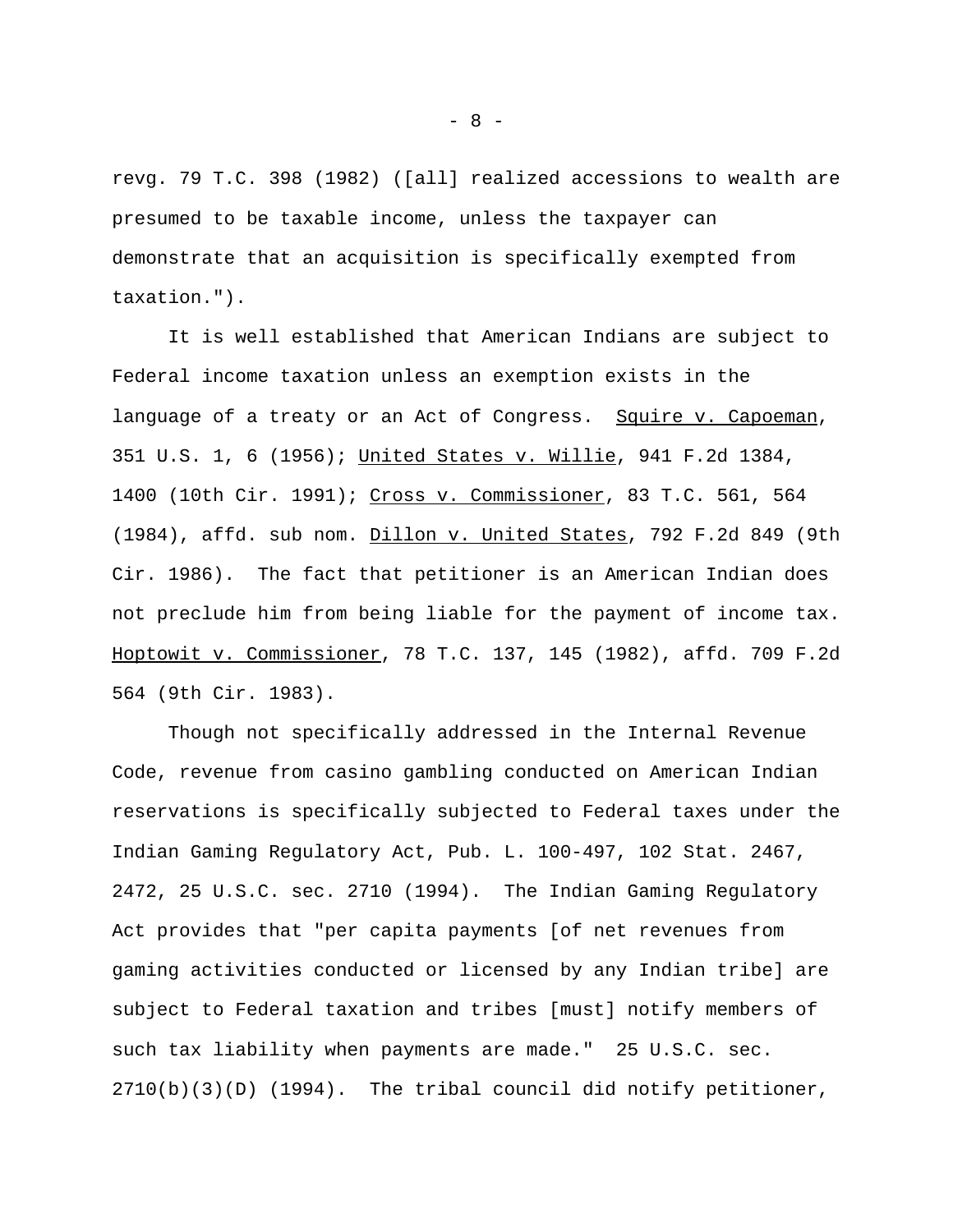revg. 79 T.C. 398 (1982) ([all] realized accessions to wealth are presumed to be taxable income, unless the taxpayer can demonstrate that an acquisition is specifically exempted from taxation.").

It is well established that American Indians are subject to Federal income taxation unless an exemption exists in the language of a treaty or an Act of Congress. Squire v. Capoeman, 351 U.S. 1, 6 (1956); United States v. Willie, 941 F.2d 1384, 1400 (10th Cir. 1991); Cross v. Commissioner, 83 T.C. 561, 564 (1984), affd. sub nom. Dillon v. United States, 792 F.2d 849 (9th Cir. 1986). The fact that petitioner is an American Indian does not preclude him from being liable for the payment of income tax. Hoptowit v. Commissioner, 78 T.C. 137, 145 (1982), affd. 709 F.2d 564 (9th Cir. 1983).

Though not specifically addressed in the Internal Revenue Code, revenue from casino gambling conducted on American Indian reservations is specifically subjected to Federal taxes under the Indian Gaming Regulatory Act, Pub. L. 100-497, 102 Stat. 2467, 2472, 25 U.S.C. sec. 2710 (1994). The Indian Gaming Regulatory Act provides that "per capita payments [of net revenues from gaming activities conducted or licensed by any Indian tribe] are subject to Federal taxation and tribes [must] notify members of such tax liability when payments are made." 25 U.S.C. sec. 2710(b)(3)(D) (1994). The tribal council did notify petitioner,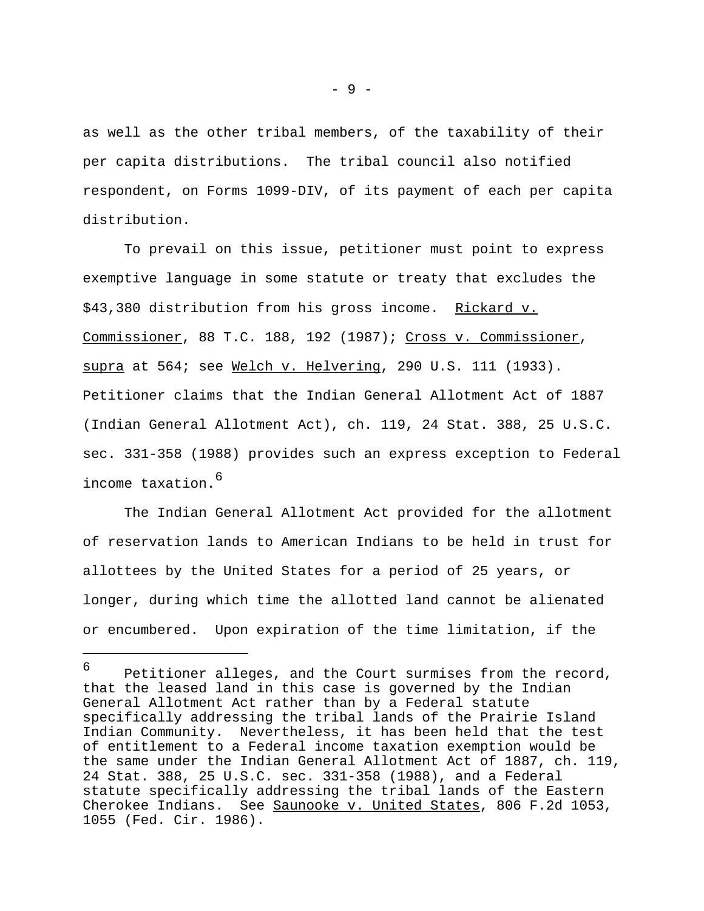as well as the other tribal members, of the taxability of their per capita distributions. The tribal council also notified respondent, on Forms 1099-DIV, of its payment of each per capita distribution.

To prevail on this issue, petitioner must point to express exemptive language in some statute or treaty that excludes the $43,380 distribution from his gross income. Rickard v. Commissioner, 88 T.C. 188, 192 (1987); Cross v. Commissioner, supra at 564; see Welch v. Helvering, 290 U.S. 111 (1933). Petitioner claims that the Indian General Allotment Act of 1887 (Indian General Allotment Act), ch. 119, 24 Stat. 388, 25 U.S.C. sec. 331-358 (1988) provides such an express exception to Federal income taxation.[6]

The Indian General Allotment Act provided for the allotment of reservation lands to American Indians to be held in trust for allottees by the United States for a period of 25 years, or longer, during which time the allotted land cannot be alienated or encumbered. Upon expiration of the time limitation, if the

---

[6] Petitioner alleges, and the Court surmises from the record, that the leased land in this case is governed by the Indian General Allotment Act rather than by a Federal statute specifically addressing the tribal lands of the Prairie Island Indian Community. Nevertheless, it has been held that the test of entitlement to a Federal income taxation exemption would be the same under the Indian General Allotment Act of 1887, ch. 119, 24 Stat. 388, 25 U.S.C. sec. 331-358 (1988), and a Federal statute specifically addressing the tribal lands of the Eastern Cherokee Indians. See Saunooke v. United States, 806 F.2d 1053, 1055 (Fed. Cir. 1986).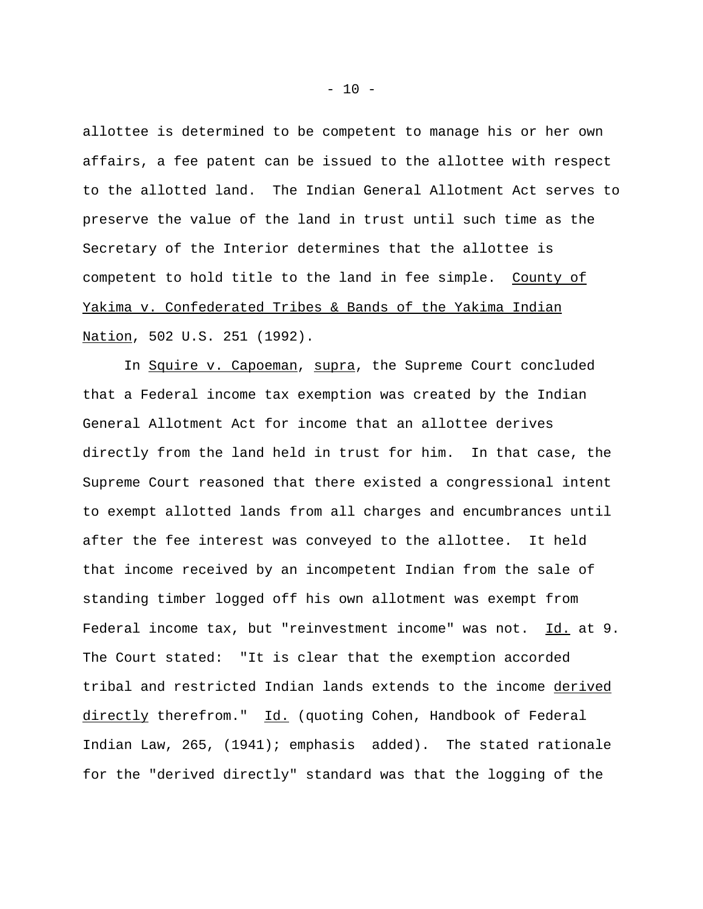allottee is determined to be competent to manage his or her own affairs, a fee patent can be issued to the allottee with respect to the allotted land. The Indian General Allotment Act serves to preserve the value of the land in trust until such time as the Secretary of the Interior determines that the allottee is competent to hold title to the land in fee simple. County of Yakima v. Confederated Tribes & Bands of the Yakima Indian Nation, 502 U.S. 251 (1992).

In Squire v. Capoeman, supra, the Supreme Court concluded that a Federal income tax exemption was created by the Indian General Allotment Act for income that an allottee derives directly from the land held in trust for him. In that case, the Supreme Court reasoned that there existed a congressional intent to exempt allotted lands from all charges and encumbrances until after the fee interest was conveyed to the allottee. It held that income received by an incompetent Indian from the sale of standing timber logged off his own allotment was exempt from Federal income tax, but "reinvestment income" was not. Id. at 9. The Court stated: "It is clear that the exemption accorded tribal and restricted Indian lands extends to the income derived directly therefrom." Id. (quoting Cohen, Handbook of Federal Indian Law, 265, (1941); emphasis added). The stated rationale for the "derived directly" standard was that the logging of the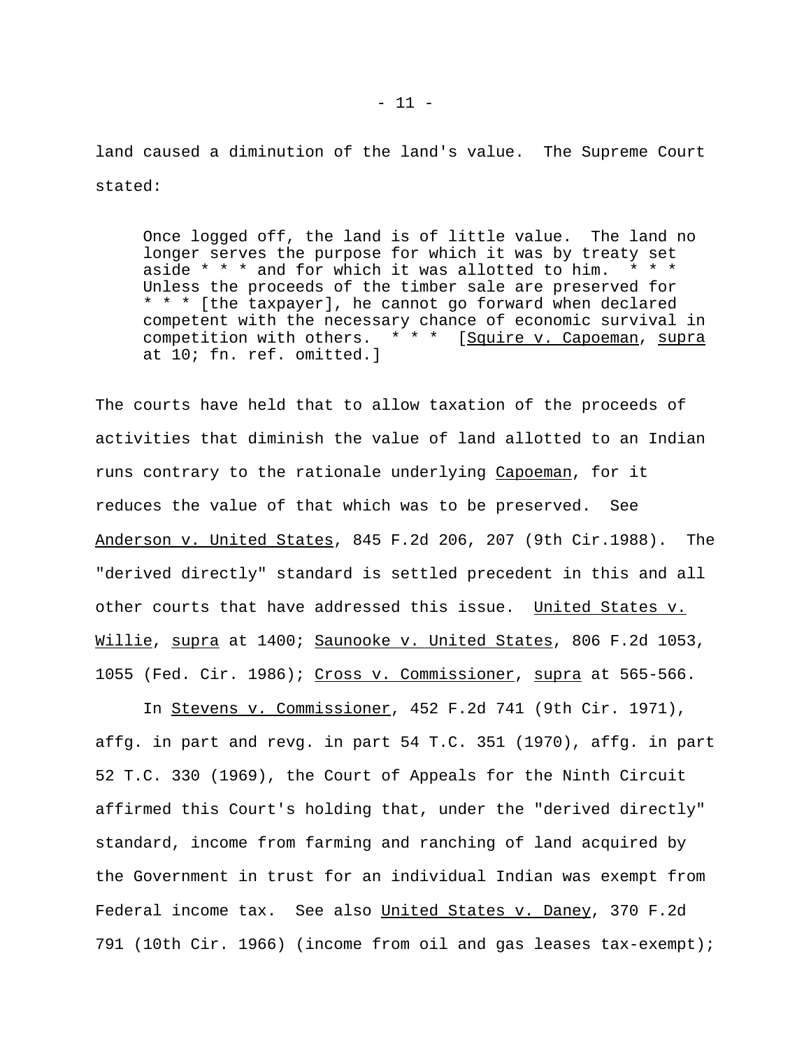land caused a diminution of the land's value. The Supreme Court stated:

> Once logged off, the land is of little value. The land no longer serves the purpose for which it was by treaty set aside * * * and for which it was allotted to him. * * * Unless the proceeds of the timber sale are preserved for * * * [the taxpayer], he cannot go forward when declared competent with the necessary chance of economic survival in competition with others. * * * [Squire v. Capoeman, supra at 10; fn. ref. omitted.]

The courts have held that to allow taxation of the proceeds of activities that diminish the value of land allotted to an Indian runs contrary to the rationale underlying Capoeman, for it reduces the value of that which was to be preserved. See Anderson v. United States, 845 F.2d 206, 207 (9th Cir.1988). The "derived directly" standard is settled precedent in this and all other courts that have addressed this issue. United States v. Willie, supra at 1400; Saunooke v. United States, 806 F.2d 1053, 1055 (Fed. Cir. 1986); Cross v. Commissioner, supra at 565-566.

In Stevens v. Commissioner, 452 F.2d 741 (9th Cir. 1971), affg. in part and revg. in part 54 T.C. 351 (1970), affg. in part 52 T.C. 330 (1969), the Court of Appeals for the Ninth Circuit affirmed this Court's holding that, under the "derived directly" standard, income from farming and ranching of land acquired by the Government in trust for an individual Indian was exempt from Federal income tax. See also United States v. Daney, 370 F.2d 791 (10th Cir. 1966) (income from oil and gas leases tax-exempt);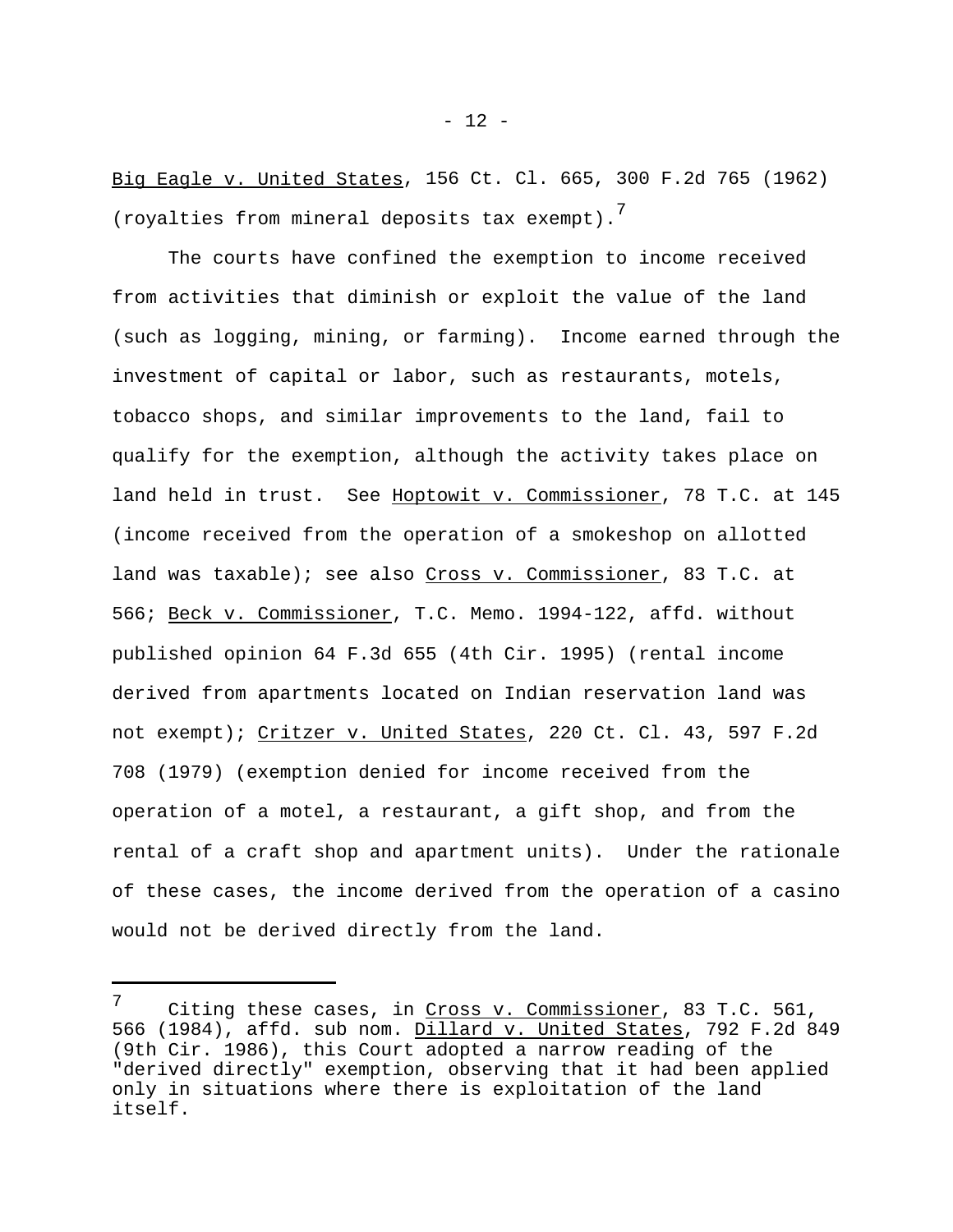Big Eagle v. United States, 156 Ct. Cl. 665, 300 F.2d 765 (1962) (royalties from mineral deposits tax exempt).[7]

The courts have confined the exemption to income received from activities that diminish or exploit the value of the land (such as logging, mining, or farming). Income earned through the investment of capital or labor, such as restaurants, motels, tobacco shops, and similar improvements to the land, fail to qualify for the exemption, although the activity takes place on land held in trust. See Hoptowit v. Commissioner, 78 T.C. at 145 (income received from the operation of a smokeshop on allotted land was taxable); see also Cross v. Commissioner, 83 T.C. at 566; Beck v. Commissioner, T.C. Memo. 1994-122, affd. without published opinion 64 F.3d 655 (4th Cir. 1995) (rental income derived from apartments located on Indian reservation land was not exempt); Critzer v. United States, 220 Ct. Cl. 43, 597 F.2d 708 (1979) (exemption denied for income received from the operation of a motel, a restaurant, a gift shop, and from the rental of a craft shop and apartment units). Under the rationale of these cases, the income derived from the operation of a casino would not be derived directly from the land.

---

[7] Citing these cases, in Cross v. Commissioner, 83 T.C. 561, 566 (1984), affd. sub nom. Dillard v. United States, 792 F.2d 849 (9th Cir. 1986), this Court adopted a narrow reading of the "derived directly" exemption, observing that it had been applied only in situations where there is exploitation of the land itself.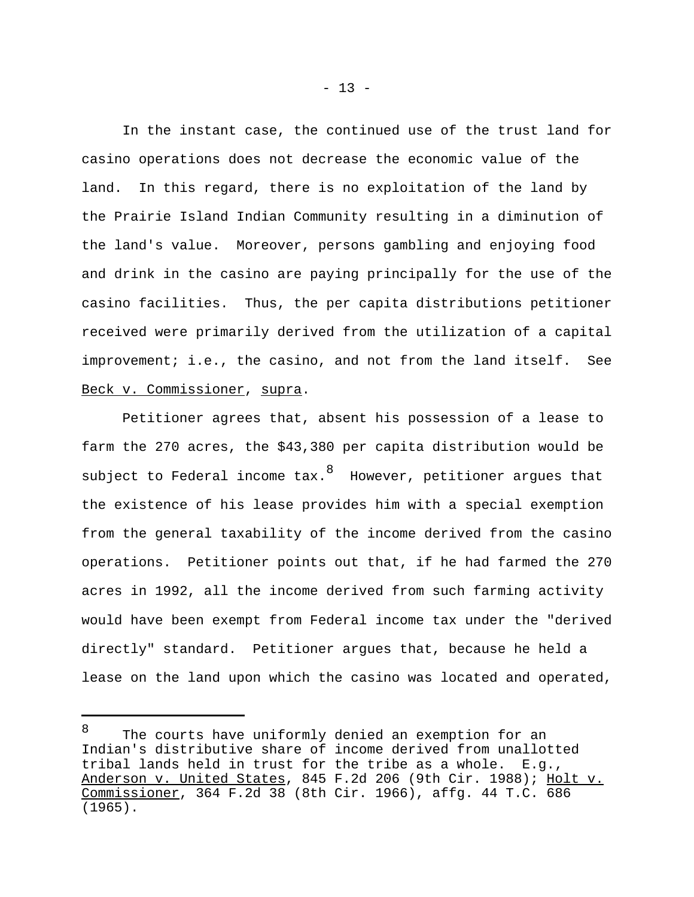In the instant case, the continued use of the trust land for casino operations does not decrease the economic value of the land. In this regard, there is no exploitation of the land by the Prairie Island Indian Community resulting in a diminution of the land's value. Moreover, persons gambling and enjoying food and drink in the casino are paying principally for the use of the casino facilities. Thus, the per capita distributions petitioner received were primarily derived from the utilization of a capital improvement; i.e., the casino, and not from the land itself. See Beck v. Commissioner, supra.

Petitioner agrees that, absent his possession of a lease to farm the 270 acres, the $43,380 per capita distribution would be subject to Federal income tax.[8] However, petitioner argues that the existence of his lease provides him with a special exemption from the general taxability of the income derived from the casino operations. Petitioner points out that, if he had farmed the 270 acres in 1992, all the income derived from such farming activity would have been exempt from Federal income tax under the "derived directly" standard. Petitioner argues that, because he held a lease on the land upon which the casino was located and operated,

---

[8] The courts have uniformly denied an exemption for an Indian's distributive share of income derived from unallotted tribal lands held in trust for the tribe as a whole. E.g., Anderson v. United States, 845 F.2d 206 (9th Cir. 1988); Holt v. Commissioner, 364 F.2d 38 (8th Cir. 1966), affg. 44 T.C. 686 (1965).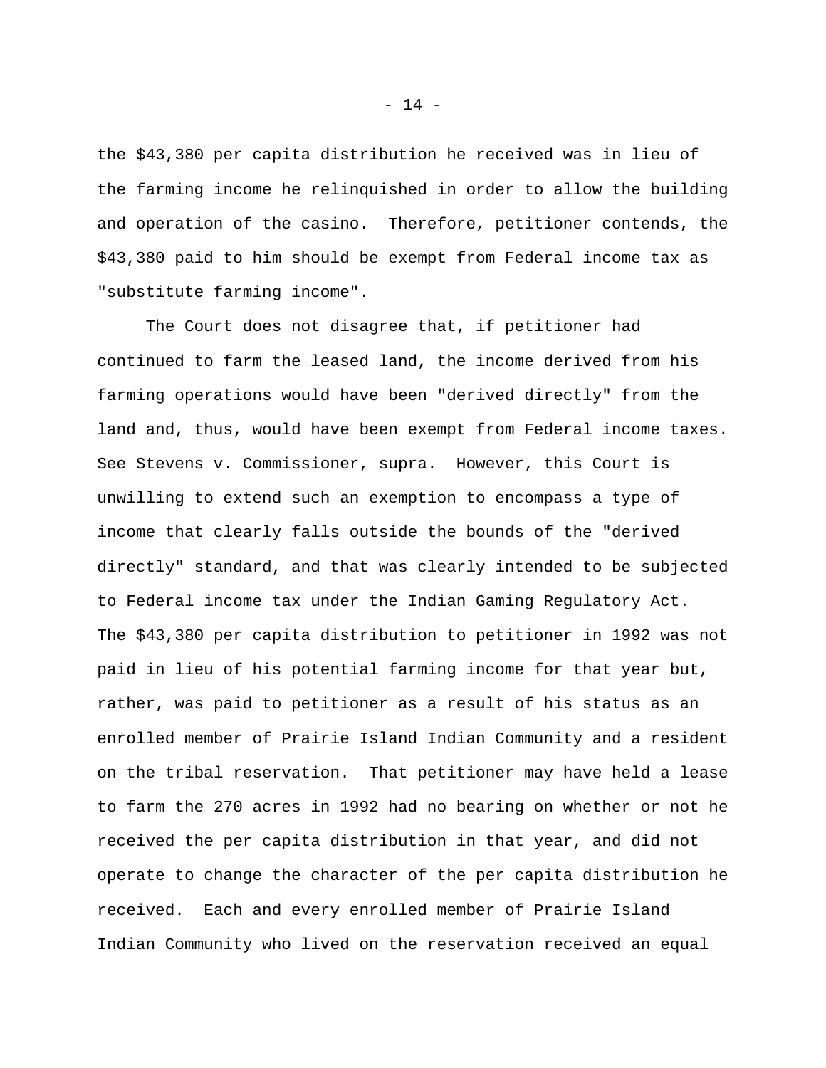the $43,380 per capita distribution he received was in lieu of the farming income he relinquished in order to allow the building and operation of the casino. Therefore, petitioner contends, the $43,380 paid to him should be exempt from Federal income tax as "substitute farming income".

The Court does not disagree that, if petitioner had continued to farm the leased land, the income derived from his farming operations would have been "derived directly" from the land and, thus, would have been exempt from Federal income taxes. See Stevens v. Commissioner, supra. However, this Court is unwilling to extend such an exemption to encompass a type of income that clearly falls outside the bounds of the "derived directly" standard, and that was clearly intended to be subjected to Federal income tax under the Indian Gaming Regulatory Act. The $43,380 per capita distribution to petitioner in 1992 was not paid in lieu of his potential farming income for that year but, rather, was paid to petitioner as a result of his status as an enrolled member of Prairie Island Indian Community and a resident on the tribal reservation. That petitioner may have held a lease to farm the 270 acres in 1992 had no bearing on whether or not he received the per capita distribution in that year, and did not operate to change the character of the per capita distribution he received. Each and every enrolled member of Prairie Island Indian Community who lived on the reservation received an equal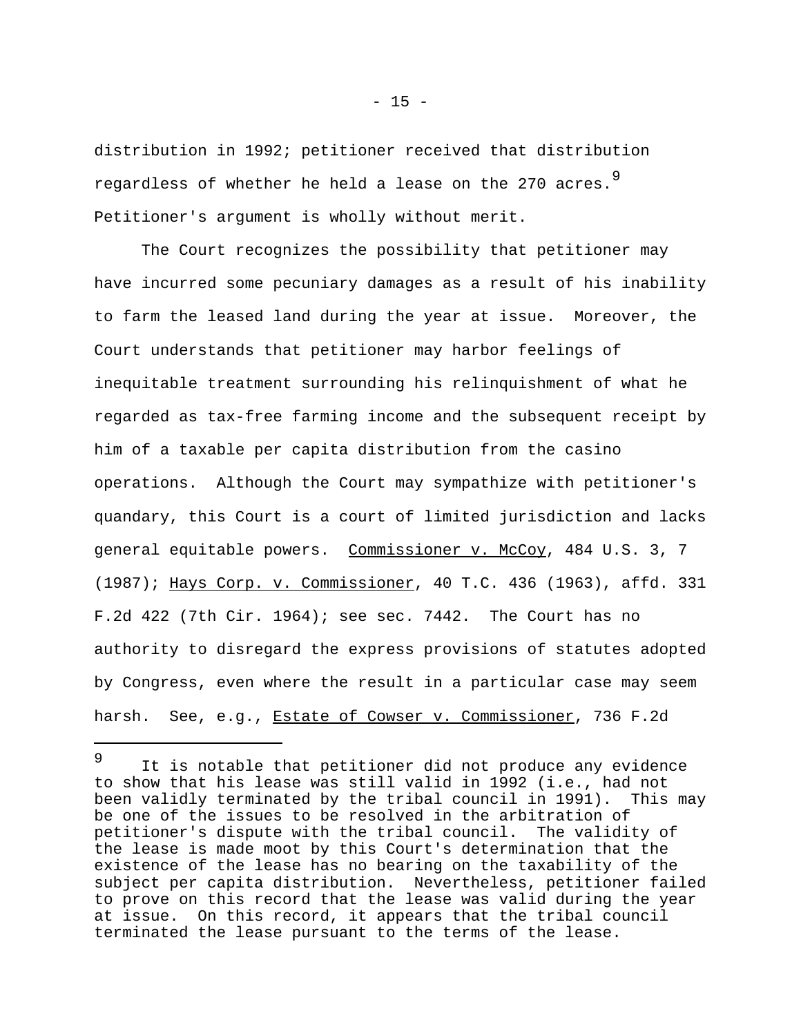distribution in 1992; petitioner received that distribution regardless of whether he held a lease on the 270 acres.[9] Petitioner's argument is wholly without merit.

The Court recognizes the possibility that petitioner may have incurred some pecuniary damages as a result of his inability to farm the leased land during the year at issue. Moreover, the Court understands that petitioner may harbor feelings of inequitable treatment surrounding his relinquishment of what he regarded as tax-free farming income and the subsequent receipt by him of a taxable per capita distribution from the casino operations. Although the Court may sympathize with petitioner's quandary, this Court is a court of limited jurisdiction and lacks general equitable powers. Commissioner v. McCoy, 484 U.S. 3, 7 (1987); Hays Corp. v. Commissioner, 40 T.C. 436 (1963), affd. 331 F.2d 422 (7th Cir. 1964); see sec. 7442. The Court has no authority to disregard the express provisions of statutes adopted by Congress, even where the result in a particular case may seem harsh. See, e.g., Estate of Cowser v. Commissioner, 736 F.2d

---

[9] It is notable that petitioner did not produce any evidence to show that his lease was still valid in 1992 (i.e., had not been validly terminated by the tribal council in 1991). This may be one of the issues to be resolved in the arbitration of petitioner's dispute with the tribal council. The validity of the lease is made moot by this Court's determination that the existence of the lease has no bearing on the taxability of the subject per capita distribution. Nevertheless, petitioner failed to prove on this record that the lease was valid during the year at issue. On this record, it appears that the tribal council terminated the lease pursuant to the terms of the lease.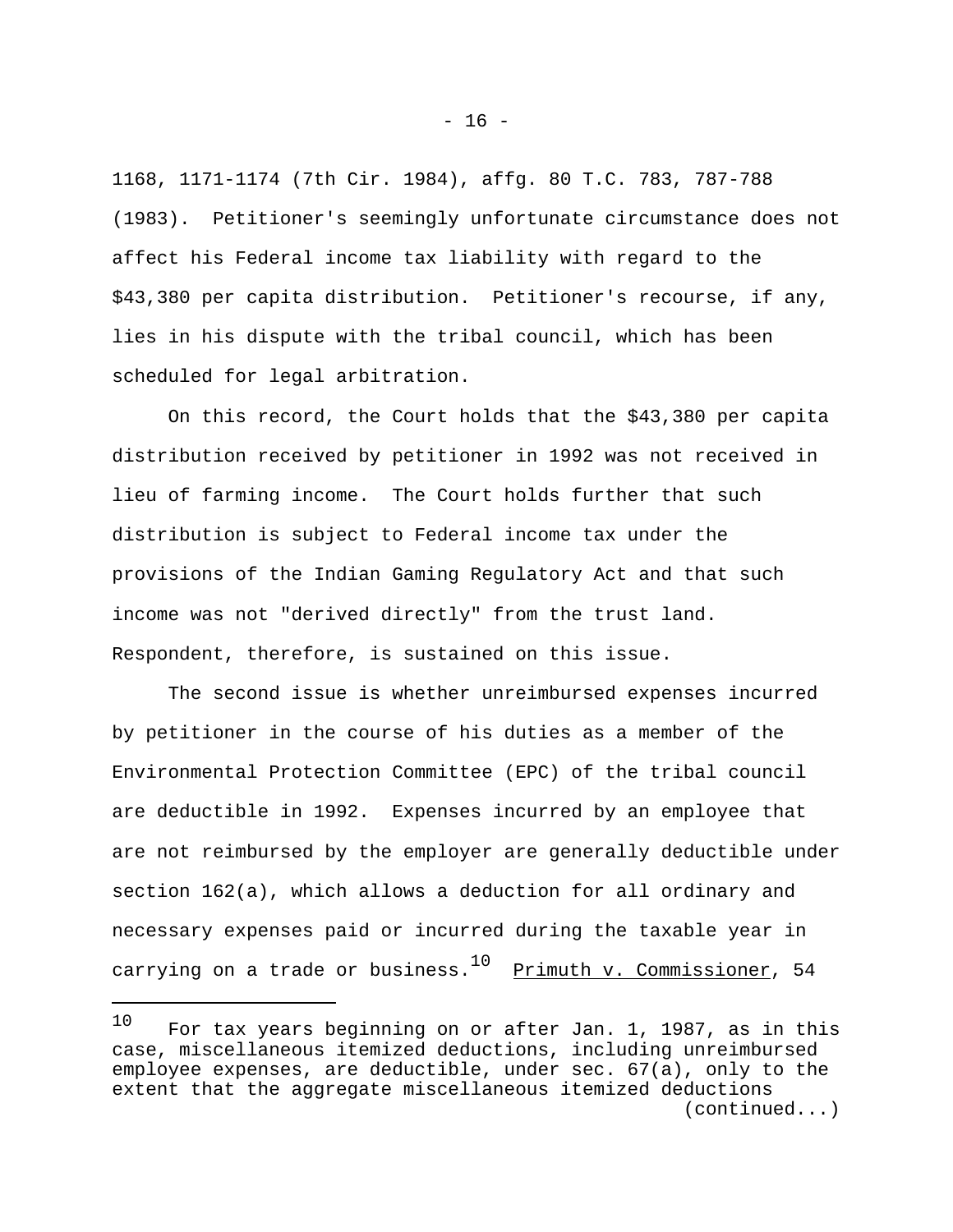1168, 1171-1174 (7th Cir. 1984), affg. 80 T.C. 783, 787-788 (1983). Petitioner's seemingly unfortunate circumstance does not affect his Federal income tax liability with regard to the $43,380 per capita distribution. Petitioner's recourse, if any, lies in his dispute with the tribal council, which has been scheduled for legal arbitration.

On this record, the Court holds that the $43,380 per capita distribution received by petitioner in 1992 was not received in lieu of farming income. The Court holds further that such distribution is subject to Federal income tax under the provisions of the Indian Gaming Regulatory Act and that such income was not "derived directly" from the trust land. Respondent, therefore, is sustained on this issue.

The second issue is whether unreimbursed expenses incurred by petitioner in the course of his duties as a member of the Environmental Protection Committee (EPC) of the tribal council are deductible in 1992. Expenses incurred by an employee that are not reimbursed by the employer are generally deductible under section 162(a), which allows a deduction for all ordinary and necessary expenses paid or incurred during the taxable year in carrying on a trade or business.[10] <u>Primuth v. Commissioner</u>, 54

---

[10] For tax years beginning on or after Jan. 1, 1987, as in this case, miscellaneous itemized deductions, including unreimbursed employee expenses, are deductible, under sec. 67(a), only to the extent that the aggregate miscellaneous itemized deductions (continued...)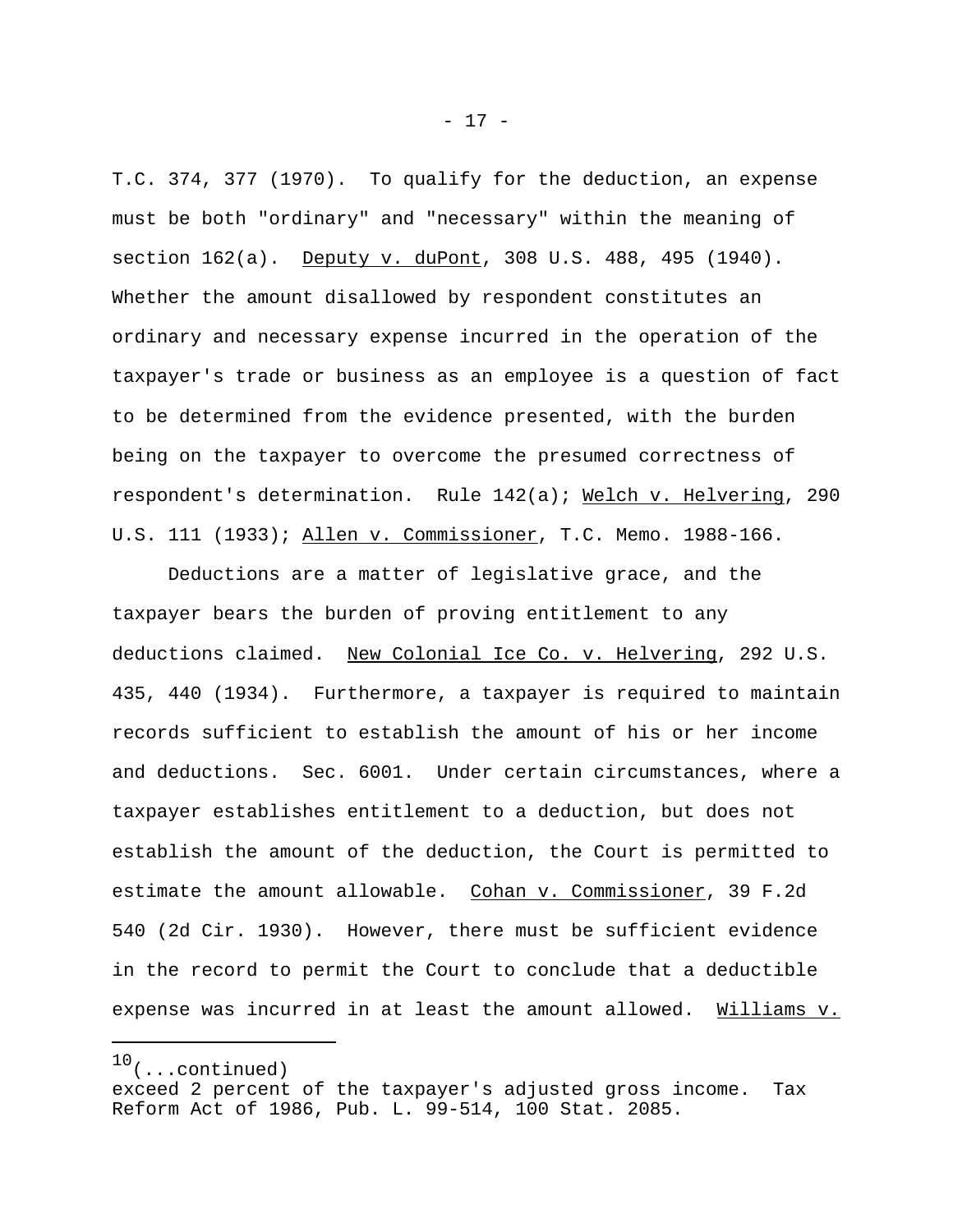T.C. 374, 377 (1970). To qualify for the deduction, an expense must be both "ordinary" and "necessary" within the meaning of section 162(a). Deputy v. duPont, 308 U.S. 488, 495 (1940). Whether the amount disallowed by respondent constitutes an ordinary and necessary expense incurred in the operation of the taxpayer's trade or business as an employee is a question of fact to be determined from the evidence presented, with the burden being on the taxpayer to overcome the presumed correctness of respondent's determination. Rule 142(a); Welch v. Helvering, 290 U.S. 111 (1933); Allen v. Commissioner, T.C. Memo. 1988-166.

Deductions are a matter of legislative grace, and the taxpayer bears the burden of proving entitlement to any deductions claimed. New Colonial Ice Co. v. Helvering, 292 U.S. 435, 440 (1934). Furthermore, a taxpayer is required to maintain records sufficient to establish the amount of his or her income and deductions. Sec. 6001. Under certain circumstances, where a taxpayer establishes entitlement to a deduction, but does not establish the amount of the deduction, the Court is permitted to estimate the amount allowable. Cohan v. Commissioner, 39 F.2d 540 (2d Cir. 1930). However, there must be sufficient evidence in the record to permit the Court to conclude that a deductible expense was incurred in at least the amount allowed. Williams v.

---

[10](...continued)
exceed 2 percent of the taxpayer's adjusted gross income. Tax Reform Act of 1986, Pub. L. 99-514, 100 Stat. 2085.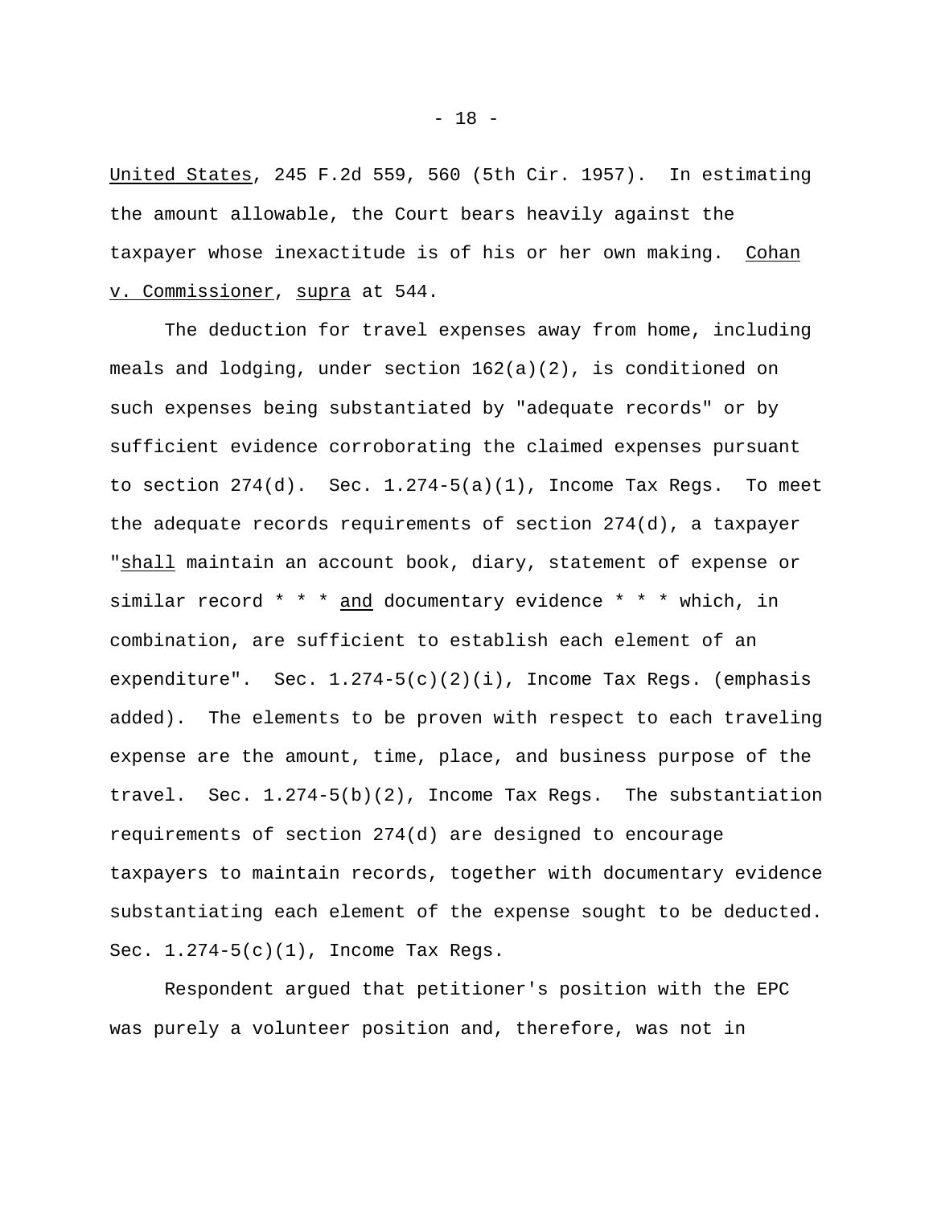United States, 245 F.2d 559, 560 (5th Cir. 1957). In estimating the amount allowable, the Court bears heavily against the taxpayer whose inexactitude is of his or her own making. Cohan v. Commissioner, *supra* at 544.

The deduction for travel expenses away from home, including meals and lodging, under section 162(a)(2), is conditioned on such expenses being substantiated by "adequate records" or by sufficient evidence corroborating the claimed expenses pursuant to section 274(d). Sec. 1.274-5(a)(1), Income Tax Regs. To meet the adequate records requirements of section 274(d), a taxpayer "*shall* maintain an account book, diary, statement of expense or similar record * * * *and* documentary evidence * * * which, in combination, are sufficient to establish each element of an expenditure". Sec. 1.274-5(c)(2)(i), Income Tax Regs. (emphasis added). The elements to be proven with respect to each traveling expense are the amount, time, place, and business purpose of the travel. Sec. 1.274-5(b)(2), Income Tax Regs. The substantiation requirements of section 274(d) are designed to encourage taxpayers to maintain records, together with documentary evidence substantiating each element of the expense sought to be deducted. Sec. 1.274-5(c)(1), Income Tax Regs.

Respondent argued that petitioner's position with the EPC was purely a volunteer position and, therefore, was not in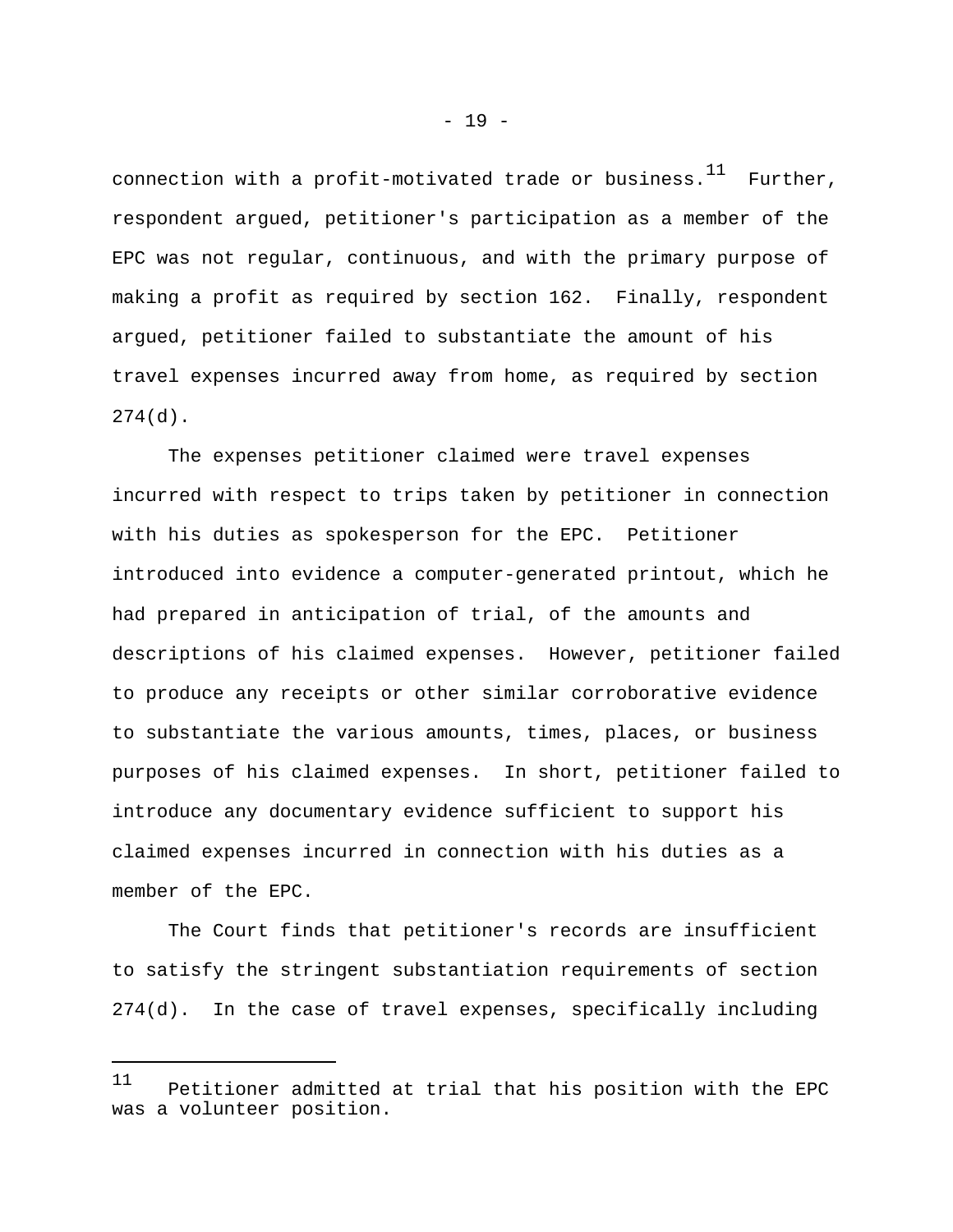connection with a profit-motivated trade or business.[11] Further, respondent argued, petitioner's participation as a member of the EPC was not regular, continuous, and with the primary purpose of making a profit as required by section 162. Finally, respondent argued, petitioner failed to substantiate the amount of his travel expenses incurred away from home, as required by section 274(d).

The expenses petitioner claimed were travel expenses incurred with respect to trips taken by petitioner in connection with his duties as spokesperson for the EPC. Petitioner introduced into evidence a computer-generated printout, which he had prepared in anticipation of trial, of the amounts and descriptions of his claimed expenses. However, petitioner failed to produce any receipts or other similar corroborative evidence to substantiate the various amounts, times, places, or business purposes of his claimed expenses. In short, petitioner failed to introduce any documentary evidence sufficient to support his claimed expenses incurred in connection with his duties as a member of the EPC.

The Court finds that petitioner's records are insufficient to satisfy the stringent substantiation requirements of section 274(d). In the case of travel expenses, specifically including

---

[11] Petitioner admitted at trial that his position with the EPC was a volunteer position.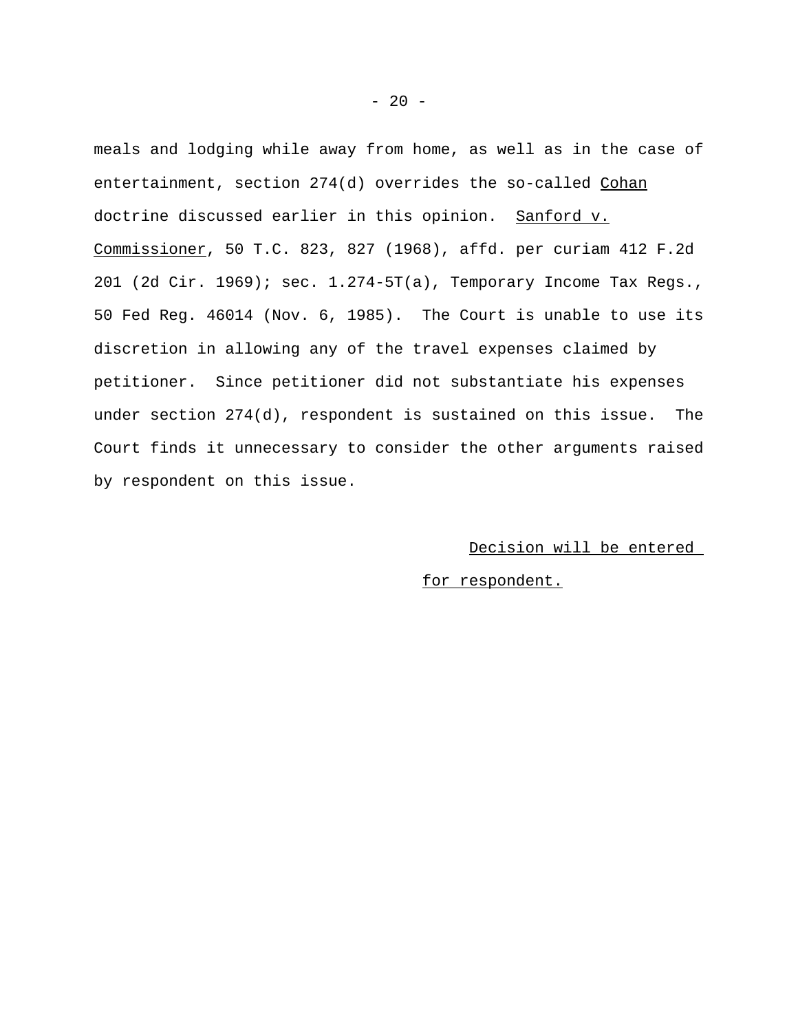meals and lodging while away from home, as well as in the case of entertainment, section 274(d) overrides the so-called Cohan doctrine discussed earlier in this opinion. Sanford v. Commissioner, 50 T.C. 823, 827 (1968), affd. per curiam 412 F.2d 201 (2d Cir. 1969); sec. 1.274-5T(a), Temporary Income Tax Regs., 50 Fed Reg. 46014 (Nov. 6, 1985). The Court is unable to use its discretion in allowing any of the travel expenses claimed by petitioner. Since petitioner did not substantiate his expenses under section 274(d), respondent is sustained on this issue. The Court finds it unnecessary to consider the other arguments raised by respondent on this issue.

Decision will be entered

for respondent.